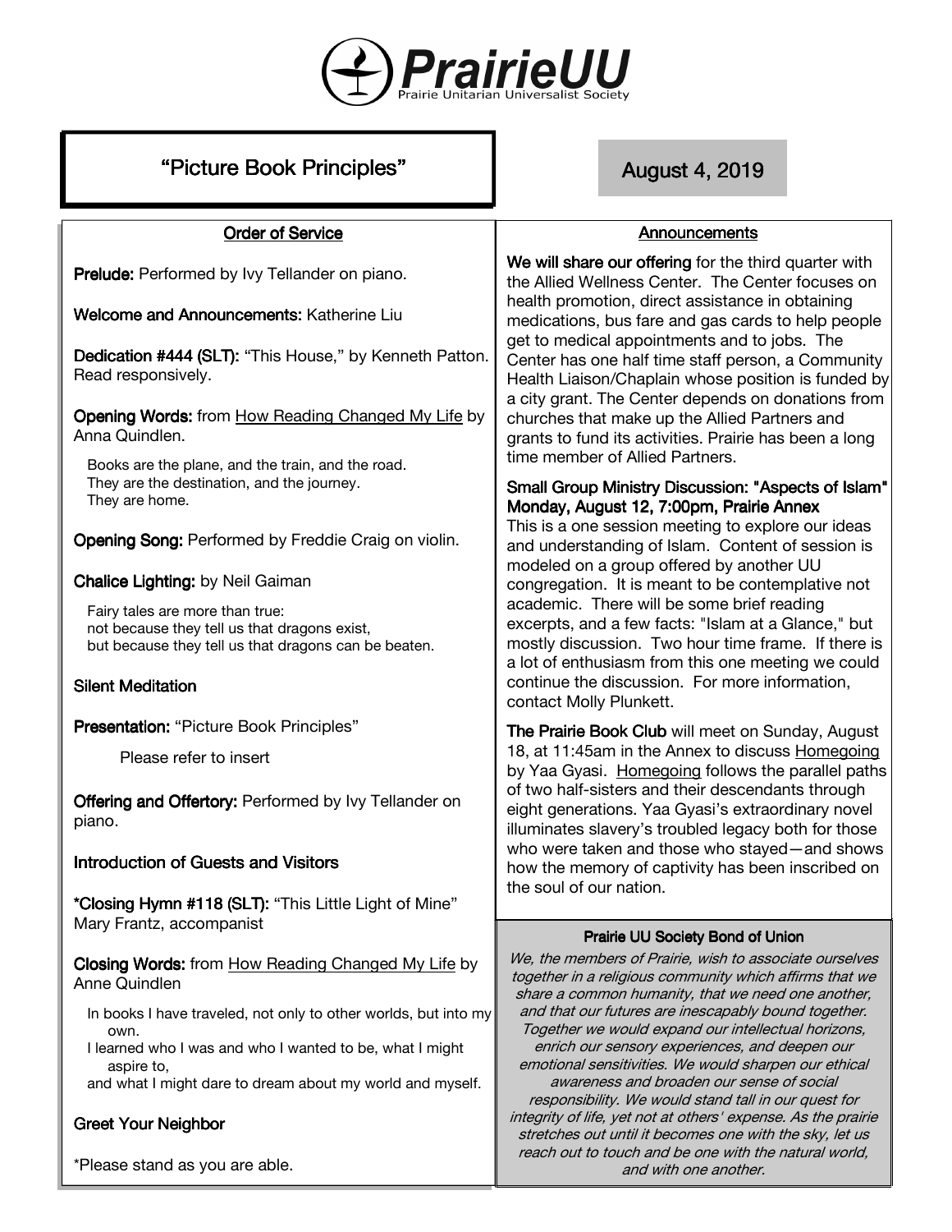# PrairieUU

Prairie Unitarian Universalist Society

## "Picture Book Principles"

**August 4, 2019**

### Order of Service

**Prelude:** Performed by Ivy Tellander on piano.

**Welcome and Announcements:** Katherine Liu

**Dedication #444 (SLT):** "This House," by Kenneth Patton. Read responsively.

**Opening Words:** from How Reading Changed My Life by Anna Quindlen.

> Books are the plane, and the train, and the road.
> They are the destination, and the journey.
> They are home.

**Opening Song:** Performed by Freddie Craig on violin.

**Chalice Lighting:** by Neil Gaiman

> Fairy tales are more than true:
> not because they tell us that dragons exist,
> but because they tell us that dragons can be beaten.

**Silent Meditation**

**Presentation:** "Picture Book Principles"

Please refer to insert

**Offering and Offertory:** Performed by Ivy Tellander on piano.

**Introduction of Guests and Visitors**

***Closing Hymn #118 (SLT):** "This Little Light of Mine" Mary Frantz, accompanist

**Closing Words:** from How Reading Changed My Life by Anne Quindlen

> In books I have traveled, not only to other worlds, but into my own.
> I learned who I was and who I wanted to be, what I might aspire to,
> and what I might dare to dream about my world and myself.

**Greet Your Neighbor**

*Please stand as you are able.

### Announcements

**We will share our offering** for the third quarter with the Allied Wellness Center. The Center focuses on health promotion, direct assistance in obtaining medications, bus fare and gas cards to help people get to medical appointments and to jobs. The Center has one half time staff person, a Community Health Liaison/Chaplain whose position is funded by a city grant. The Center depends on donations from churches that make up the Allied Partners and grants to fund its activities. Prairie has been a long time member of Allied Partners.

**Small Group Ministry Discussion: "Aspects of Islam" Monday, August 12, 7:00pm, Prairie Annex**
This is a one session meeting to explore our ideas and understanding of Islam. Content of session is modeled on a group offered by another UU congregation. It is meant to be contemplative not academic. There will be some brief reading excerpts, and a few facts: "Islam at a Glance," but mostly discussion. Two hour time frame. If there is a lot of enthusiasm from this one meeting we could continue the discussion. For more information, contact Molly Plunkett.

**The Prairie Book Club** will meet on Sunday, August 18, at 11:45am in the Annex to discuss Homegoing by Yaa Gyasi. Homegoing follows the parallel paths of two half-sisters and their descendants through eight generations. Yaa Gyasi's extraordinary novel illuminates slavery's troubled legacy both for those who were taken and those who stayed—and shows how the memory of captivity has been inscribed on the soul of our nation.

### Prairie UU Society Bond of Union

*We, the members of Prairie, wish to associate ourselves together in a religious community which affirms that we share a common humanity, that we need one another, and that our futures are inescapably bound together. Together we would expand our intellectual horizons, enrich our sensory experiences, and deepen our emotional sensitivities. We would sharpen our ethical awareness and broaden our sense of social responsibility. We would stand tall in our quest for integrity of life, yet not at others' expense. As the prairie stretches out until it becomes one with the sky, let us reach out to touch and be one with the natural world, and with one another.*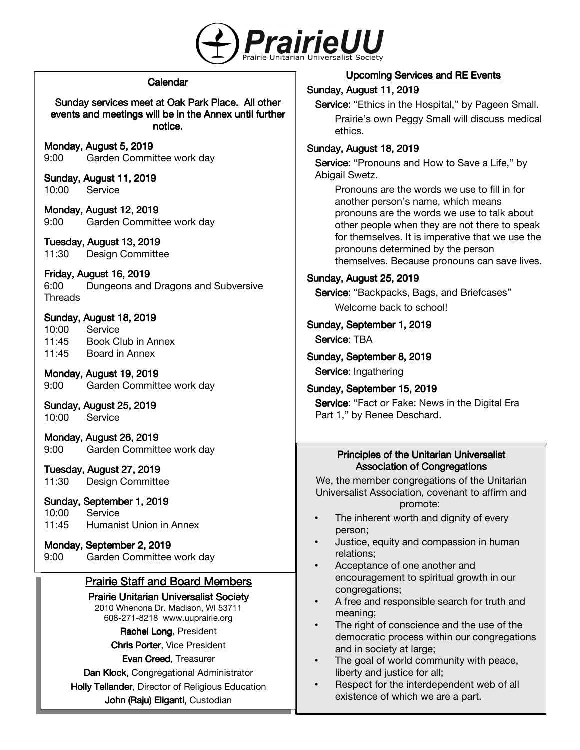# PrairieUU

Prairie Unitarian Universalist Society

## Calendar

**Sunday services meet at Oak Park Place. All other events and meetings will be in the Annex until further notice.**

**Monday, August 5, 2019**
9:00 Garden Committee work day

**Sunday, August 11, 2019**
10:00 Service

**Monday, August 12, 2019**
9:00 Garden Committee work day

**Tuesday, August 13, 2019**
11:30 Design Committee

**Friday, August 16, 2019**
6:00 Dungeons and Dragons and Subversive Threads

**Sunday, August 18, 2019**
10:00 Service
11:45 Book Club in Annex
11:45 Board in Annex

**Monday, August 19, 2019**
9:00 Garden Committee work day

**Sunday, August 25, 2019**
10:00 Service

**Monday, August 26, 2019**
9:00 Garden Committee work day

**Tuesday, August 27, 2019**
11:30 Design Committee

**Sunday, September 1, 2019**
10:00 Service
11:45 Humanist Union in Annex

**Monday, September 2, 2019**
9:00 Garden Committee work day

## Prairie Staff and Board Members

**Prairie Unitarian Universalist Society**
2010 Whenona Dr. Madison, WI 53711
608-271-8218 www.uuprairie.org

**Rachel Long**, President
**Chris Porter**, Vice President
**Evan Creed**, Treasurer
**Dan Klock,** Congregational Administrator
**Holly Tellander**, Director of Religious Education
**John (Raju) Eliganti,** Custodian

## Upcoming Services and RE Events

**Sunday, August 11, 2019**

**Service:** "Ethics in the Hospital," by Pageen Small.

Prairie's own Peggy Small will discuss medical ethics.

**Sunday, August 18, 2019**

**Service**: "Pronouns and How to Save a Life," by Abigail Swetz.

Pronouns are the words we use to fill in for another person's name, which means pronouns are the words we use to talk about other people when they are not there to speak for themselves. It is imperative that we use the pronouns determined by the person themselves. Because pronouns can save lives.

**Sunday, August 25, 2019**

**Service:** "Backpacks, Bags, and Briefcases"

Welcome back to school!

**Sunday, September 1, 2019**

**Service**: TBA

**Sunday, September 8, 2019**

**Service**: Ingathering

**Sunday, September 15, 2019**

**Service**: "Fact or Fake: News in the Digital Era Part 1," by Renee Deschard.

## Principles of the Unitarian Universalist Association of Congregations

We, the member congregations of the Unitarian Universalist Association, covenant to affirm and promote:

- The inherent worth and dignity of every person;
- Justice, equity and compassion in human relations;
- Acceptance of one another and encouragement to spiritual growth in our congregations;
- A free and responsible search for truth and meaning;
- The right of conscience and the use of the democratic process within our congregations and in society at large;
- The goal of world community with peace, liberty and justice for all;
- Respect for the interdependent web of all existence of which we are a part.